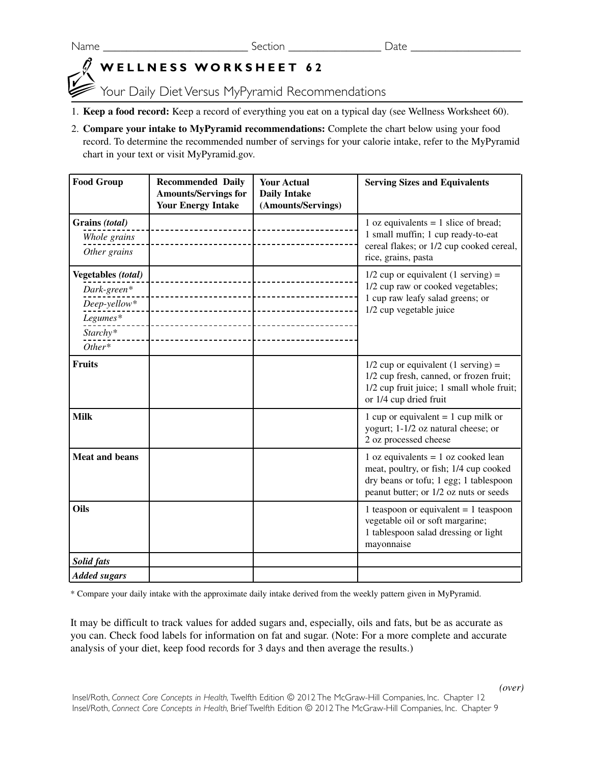Name ________________________ Section ________________ Date ___________________

# WELLNESS WORKSHEET 62

## Your Daily Diet Versus MyPyramid Recommendations

1. **Keep a food record:** Keep a record of everything you eat on a typical day (see Wellness Worksheet 60).
2. **Compare your intake to MyPyramid recommendations:** Complete the chart below using your food record. To determine the recommended number of servings for your calorie intake, refer to the MyPyramid chart in your text or visit MyPyramid.gov.

| Food Group | Recommended Daily Amounts/Servings for Your Energy Intake | Your Actual Daily Intake (Amounts/Servings) | Serving Sizes and Equivalents |
|---|---|---|---|
| **Grains *(total)*** | | | 1 oz equivalents = 1 slice of bread; 1 small muffin; 1 cup ready-to-eat cereal flakes; or 1/2 cup cooked cereal, rice, grains, pasta |
| *Whole grains* | | | |
| *Other grains* | | | |
| **Vegetables *(total)*** | | | 1/2 cup or equivalent (1 serving) = 1/2 cup raw or cooked vegetables; 1 cup raw leafy salad greens; or 1/2 cup vegetable juice |
| *Dark-green** | | | |
| *Deep-yellow** | | | |
| *Legumes** | | | |
| *Starchy** | | | |
| *Other** | | | |
| **Fruits** | | | 1/2 cup or equivalent (1 serving) = 1/2 cup fresh, canned, or frozen fruit; 1/2 cup fruit juice; 1 small whole fruit; or 1/4 cup dried fruit |
| **Milk** | | | 1 cup or equivalent = 1 cup milk or yogurt; 1-1/2 oz natural cheese; or 2 oz processed cheese |
| **Meat and beans** | | | 1 oz equivalents = 1 oz cooked lean meat, poultry, or fish; 1/4 cup cooked dry beans or tofu; 1 egg; 1 tablespoon peanut butter; or 1/2 oz nuts or seeds |
| **Oils** | | | 1 teaspoon or equivalent = 1 teaspoon vegetable oil or soft margarine; 1 tablespoon salad dressing or light mayonnaise |
| ***Solid fats*** | | | |
| ***Added sugars*** | | | |

\* Compare your daily intake with the approximate daily intake derived from the weekly pattern given in MyPyramid.

It may be difficult to track values for added sugars and, especially, oils and fats, but be as accurate as you can. Check food labels for information on fat and sugar. (Note: For a more complete and accurate analysis of your diet, keep food records for 3 days and then average the results.)

*(over)*

Insel/Roth, *Connect Core Concepts in Health,* Twelfth Edition © 2012 The McGraw-Hill Companies, Inc. Chapter 12
Insel/Roth, *Connect Core Concepts in Health,* Brief Twelfth Edition © 2012 The McGraw-Hill Companies, Inc. Chapter 9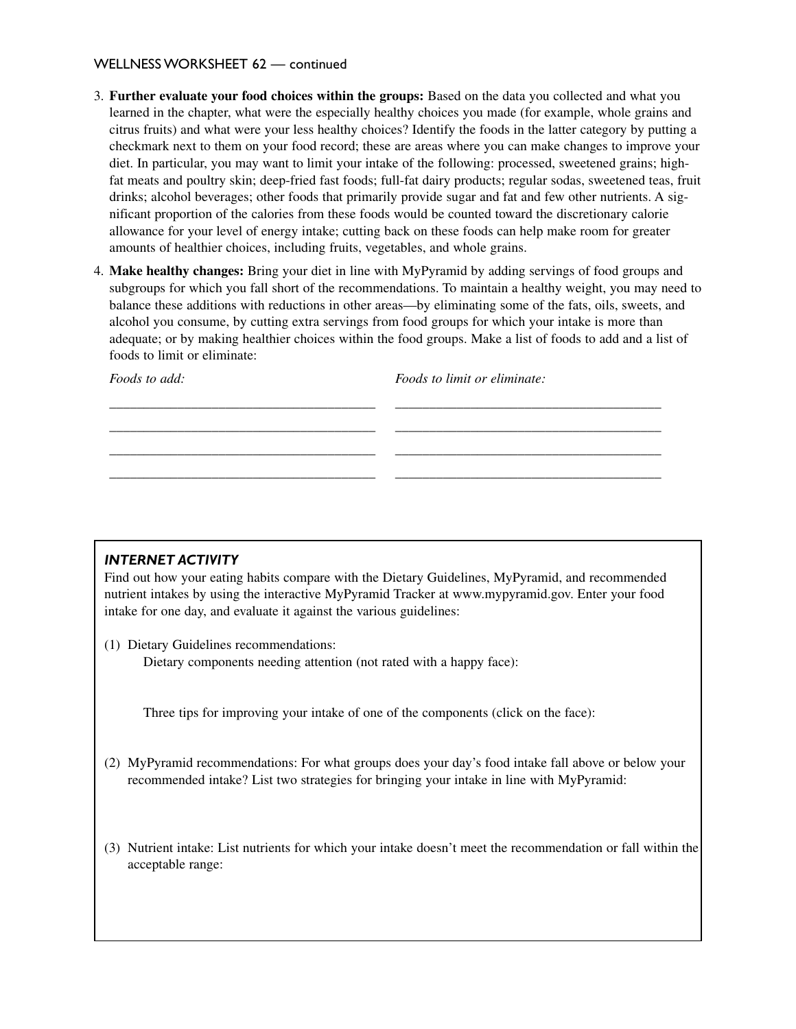3. **Further evaluate your food choices within the groups:** Based on the data you collected and what you learned in the chapter, what were the especially healthy choices you made (for example, whole grains and citrus fruits) and what were your less healthy choices? Identify the foods in the latter category by putting a checkmark next to them on your food record; these are areas where you can make changes to improve your diet. In particular, you may want to limit your intake of the following: processed, sweetened grains; high-fat meats and poultry skin; deep-fried fast foods; full-fat dairy products; regular sodas, sweetened teas, fruit drinks; alcohol beverages; other foods that primarily provide sugar and fat and few other nutrients. A significant proportion of the calories from these foods would be counted toward the discretionary calorie allowance for your level of energy intake; cutting back on these foods can help make room for greater amounts of healthier choices, including fruits, vegetables, and whole grains.

4. **Make healthy changes:** Bring your diet in line with MyPyramid by adding servings of food groups and subgroups for which you fall short of the recommendations. To maintain a healthy weight, you may need to balance these additions with reductions in other areas—by eliminating some of the fats, oils, sweets, and alcohol you consume, by cutting extra servings from food groups for which your intake is more than adequate; or by making healthier choices within the food groups. Make a list of foods to add and a list of foods to limit or eliminate:

| *Foods to add:* | *Foods to limit or eliminate:* |
| --- | --- |
| ______________________________ | ______________________________ |
| ______________________________ | ______________________________ |
| ______________________________ | ______________________________ |
| ______________________________ | ______________________________ |

### *INTERNET ACTIVITY*

Find out how your eating habits compare with the Dietary Guidelines, MyPyramid, and recommended nutrient intakes by using the interactive MyPyramid Tracker at www.mypyramid.gov. Enter your food intake for one day, and evaluate it against the various guidelines:

(1) Dietary Guidelines recommendations:

Dietary components needing attention (not rated with a happy face):

Three tips for improving your intake of one of the components (click on the face):

(2) MyPyramid recommendations: For what groups does your day's food intake fall above or below your recommended intake? List two strategies for bringing your intake in line with MyPyramid:

(3) Nutrient intake: List nutrients for which your intake doesn't meet the recommendation or fall within the acceptable range: